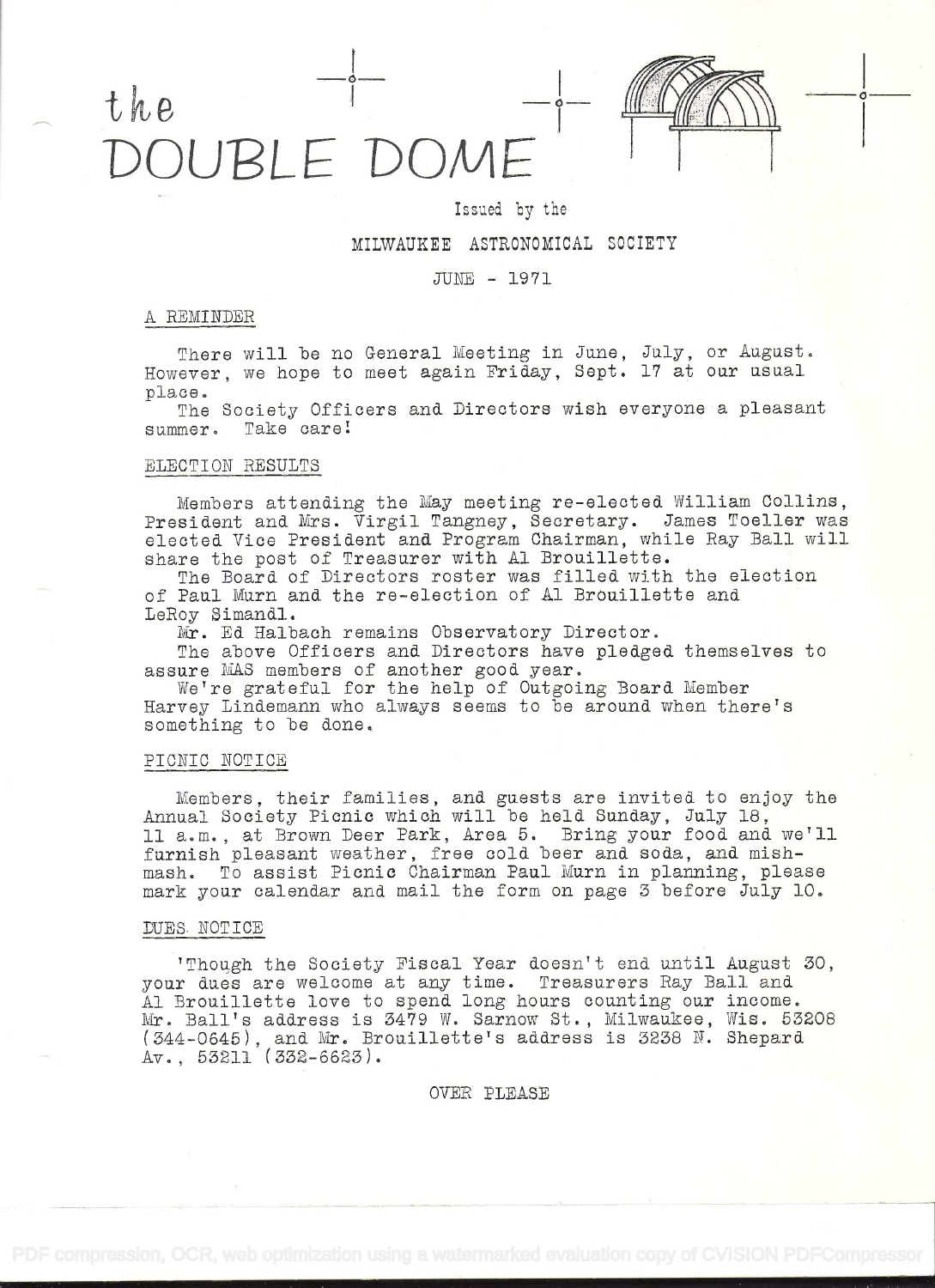# the DOUBLE DOME

Issued by the

MILWAUKEE ASTRONOMICAL SOCIETY

JUNE - 1971

## A REMINDER

There will be no General Meeting in June, July, or August. However, we hope to meet again Friday, Sept. 17 at our usual place.

The Society Officers and Directors wish everyone a pleasant summer. Take care!

## ELECTION RESULTS

Members attending the May meeting re-elected William Collins, President and Mrs. Virgil Tangney, Secretary. James Toeller was elected Vice President and Program Chairman, while Ray Ball will share the post of Treasurer with Al Brouillette.

The Board of Directors roster was filled with the election of Paul Murn and the re-election of Al Brouillette and LeRoy Simandl.

Mr. Ed Halbach remains Observatory Director.

The above Officers and Directors have pledged themselves to assure MAS members of another good year.

We're grateful for the help of Outgoing Board Member Harvey Lindemann who always seems to be around when there's something to be done.

## PICNIC NOTICE

Members, their families, and guests are invited to enjoy the Annual Society Picnic which will be held Sunday, July 18, 11 a.m., at Brown Deer Park, Area 5. Bring your food and we'll furnish pleasant weather, free cold beer and soda, and mish-mash. To assist Picnic Chairman Paul Murn in planning, please mark your calendar and mail the form on page 3 before July 10.

## DUES NOTICE

'Though the Society Fiscal Year doesn't end until August 30, your dues are welcome at any time. Treasurers Ray Ball and Al Brouillette love to spend long hours counting our income. Mr. Ball's address is 3479 W. Sarnow St., Milwaukee, Wis. 53208 (344-0645), and Mr. Brouillette's address is 3238 N. Shepard Av., 53211 (332-6623).

OVER PLEASE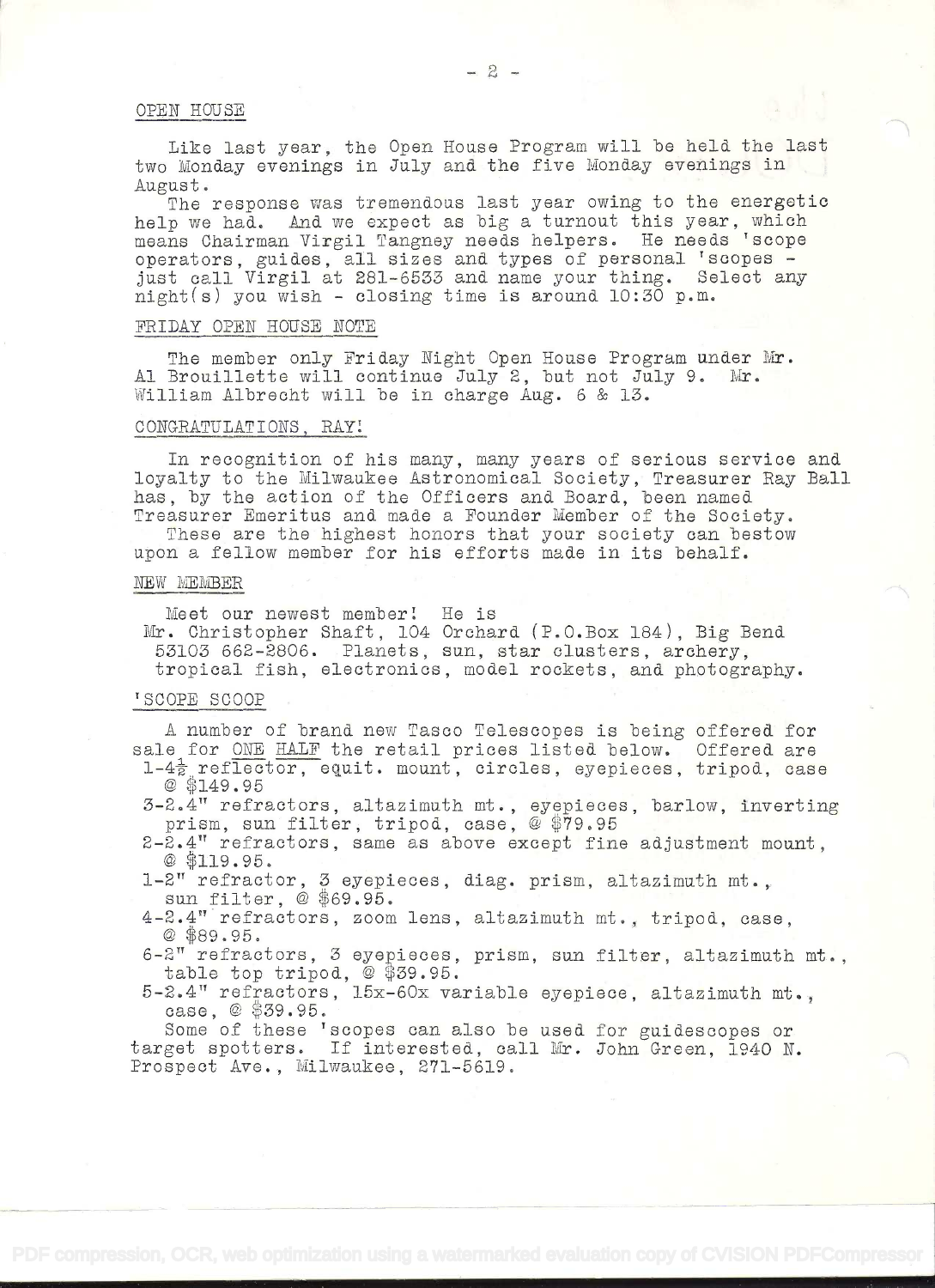## OPEN HOUSE

Like last year, the Open House Program will be held the last two Monday evenings in July and the five Monday evenings in August.

The response was tremendous last year owing to the energetic help we had. And we expect as big a turnout this year, which means Chairman Virgil Tangney needs helpers. He needs 'scope operators, guides, all sizes and types of personal 'scopes - just call Virgil at 281-6533 and name your thing. Select any night(s) you wish - closing time is around 10:30 p.m.

## FRIDAY OPEN HOUSE NOTE

The member only Friday Night Open House Program under Mr. Al Brouillette will continue July 2, but not July 9. Mr. William Albrecht will be in charge Aug. 6 & 13.

## CONGRATULATIONS, RAY!

In recognition of his many, many years of serious service and loyalty to the Milwaukee Astronomical Society, Treasurer Ray Ball has, by the action of the Officers and Board, been named Treasurer Emeritus and made a Founder Member of the Society.

These are the highest honors that your society can bestow upon a fellow member for his efforts made in its behalf.

## NEW MEMBER

Meet our newest member! He is
Mr. Christopher Shaft, 104 Orchard (P.O.Box 184), Big Bend 53103 662-2806. Planets, sun, star clusters, archery, tropical fish, electronics, model rockets, and photography.

## 'SCOPE SCOOP

A number of brand new Tasco Telescopes is being offered for sale for ONE HALF the retail prices listed below. Offered are

- 1-4½ reflector, equit. mount, circles, eyepieces, tripod, case @ $149.95
- 3-2.4" refractors, altazimuth mt., eyepieces, barlow, inverting prism, sun filter, tripod, case, @ $79.95
- 2-2.4" refractors, same as above except fine adjustment mount, @ $119.95.
- 1-2" refractor, 3 eyepieces, diag. prism, altazimuth mt., sun filter, @ $69.95.
- 4-2.4" refractors, zoom lens, altazimuth mt., tripod, case, @ $89.95.
- 6-2" refractors, 3 eyepieces, prism, sun filter, altazimuth mt., table top tripod, @ $39.95.
- 5-2.4" refractors, 15x-60x variable eyepiece, altazimuth mt., case, @ $39.95.

Some of these 'scopes can also be used for guidescopes or target spotters. If interested, call Mr. John Green, 1940 N. Prospect Ave., Milwaukee, 271-5619.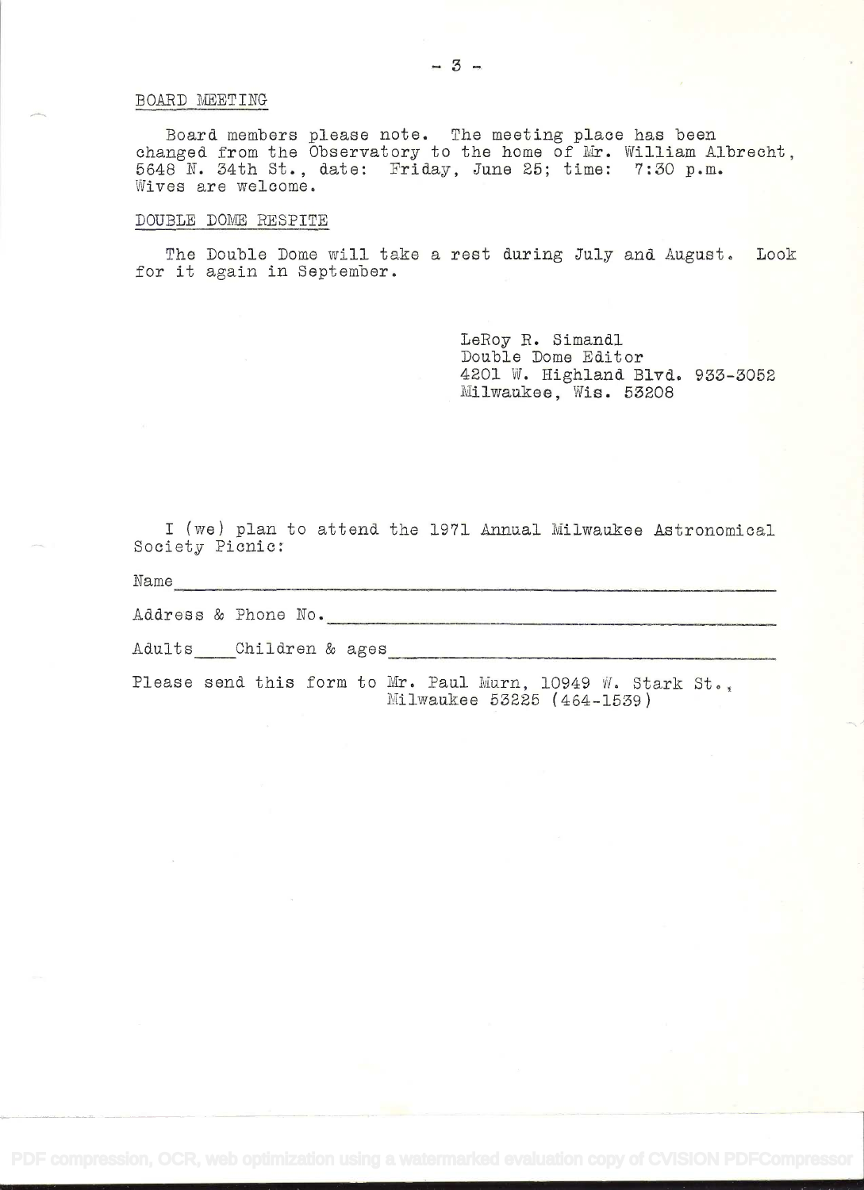## BOARD MEETING

Board members please note. The meeting place has been changed from the Observatory to the home of Mr. William Albrecht, 5648 N. 34th St., date: Friday, June 25; time: 7:30 p.m. Wives are welcome.

## DOUBLE DOME RESPITE

The Double Dome will take a rest during July and August. Look for it again in September.

LeRoy R. Simandl
Double Dome Editor
4201 W. Highland Blvd. 933-3052
Milwaukee, Wis. 53208

I (we) plan to attend the 1971 Annual Milwaukee Astronomical Society Picnic:

Name ______________________________________________

Address & Phone No. ______________________________________

Adults ____ Children & ages ______________________________

Please send this form to Mr. Paul Murn, 10949 W. Stark St., Milwaukee 53225 (464-1539)